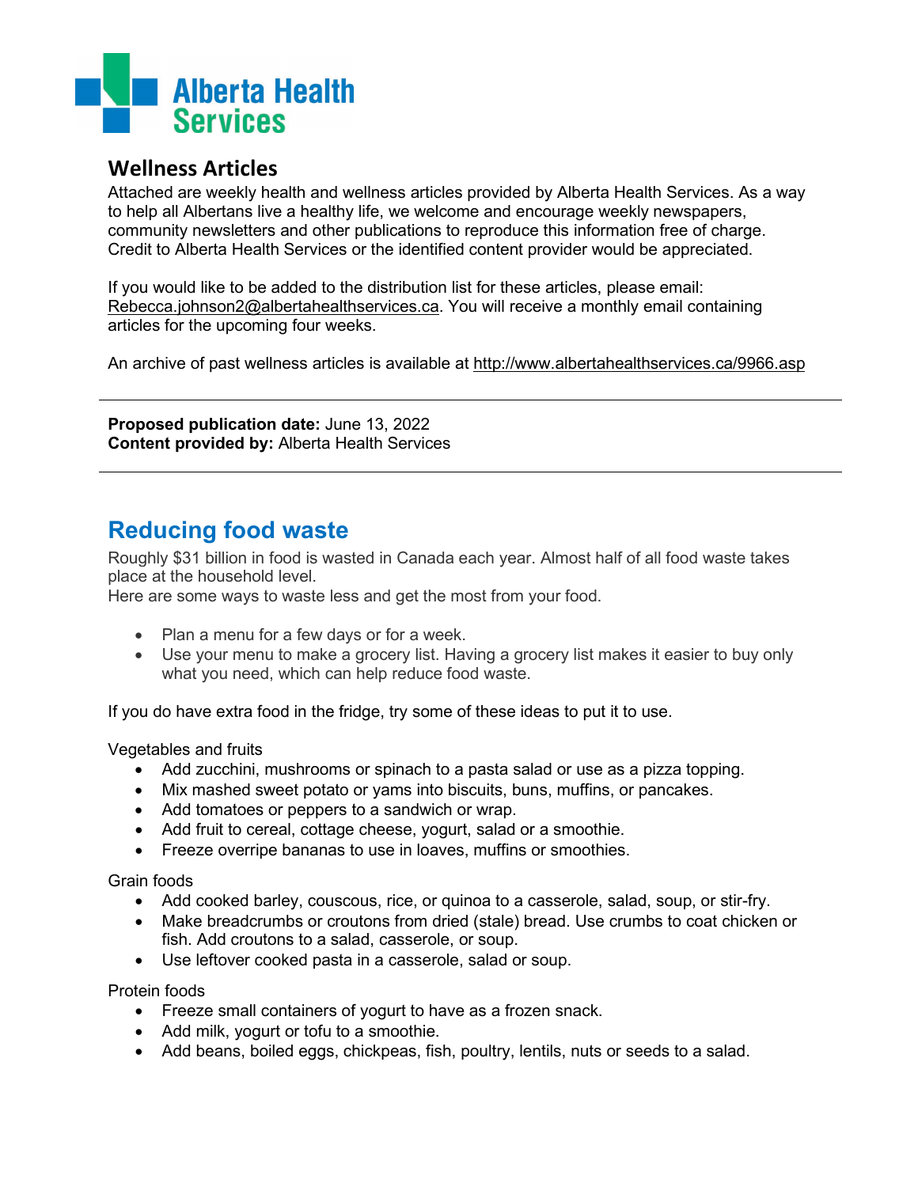Alberta Health Services

## Wellness Articles

Attached are weekly health and wellness articles provided by Alberta Health Services. As a way to help all Albertans live a healthy life, we welcome and encourage weekly newspapers, community newsletters and other publications to reproduce this information free of charge. Credit to Alberta Health Services or the identified content provider would be appreciated.

If you would like to be added to the distribution list for these articles, please email: Rebecca.johnson2@albertahealthservices.ca. You will receive a monthly email containing articles for the upcoming four weeks.

An archive of past wellness articles is available at http://www.albertahealthservices.ca/9966.asp

---

**Proposed publication date:** June 13, 2022
**Content provided by:** Alberta Health Services

---

# Reducing food waste

Roughly $31 billion in food is wasted in Canada each year. Almost half of all food waste takes place at the household level.
Here are some ways to waste less and get the most from your food.

- Plan a menu for a few days or for a week.
- Use your menu to make a grocery list. Having a grocery list makes it easier to buy only what you need, which can help reduce food waste.

If you do have extra food in the fridge, try some of these ideas to put it to use.

Vegetables and fruits

- Add zucchini, mushrooms or spinach to a pasta salad or use as a pizza topping.
- Mix mashed sweet potato or yams into biscuits, buns, muffins, or pancakes.
- Add tomatoes or peppers to a sandwich or wrap.
- Add fruit to cereal, cottage cheese, yogurt, salad or a smoothie.
- Freeze overripe bananas to use in loaves, muffins or smoothies.

Grain foods

- Add cooked barley, couscous, rice, or quinoa to a casserole, salad, soup, or stir-fry.
- Make breadcrumbs or croutons from dried (stale) bread. Use crumbs to coat chicken or fish. Add croutons to a salad, casserole, or soup.
- Use leftover cooked pasta in a casserole, salad or soup.

Protein foods

- Freeze small containers of yogurt to have as a frozen snack.
- Add milk, yogurt or tofu to a smoothie.
- Add beans, boiled eggs, chickpeas, fish, poultry, lentils, nuts or seeds to a salad.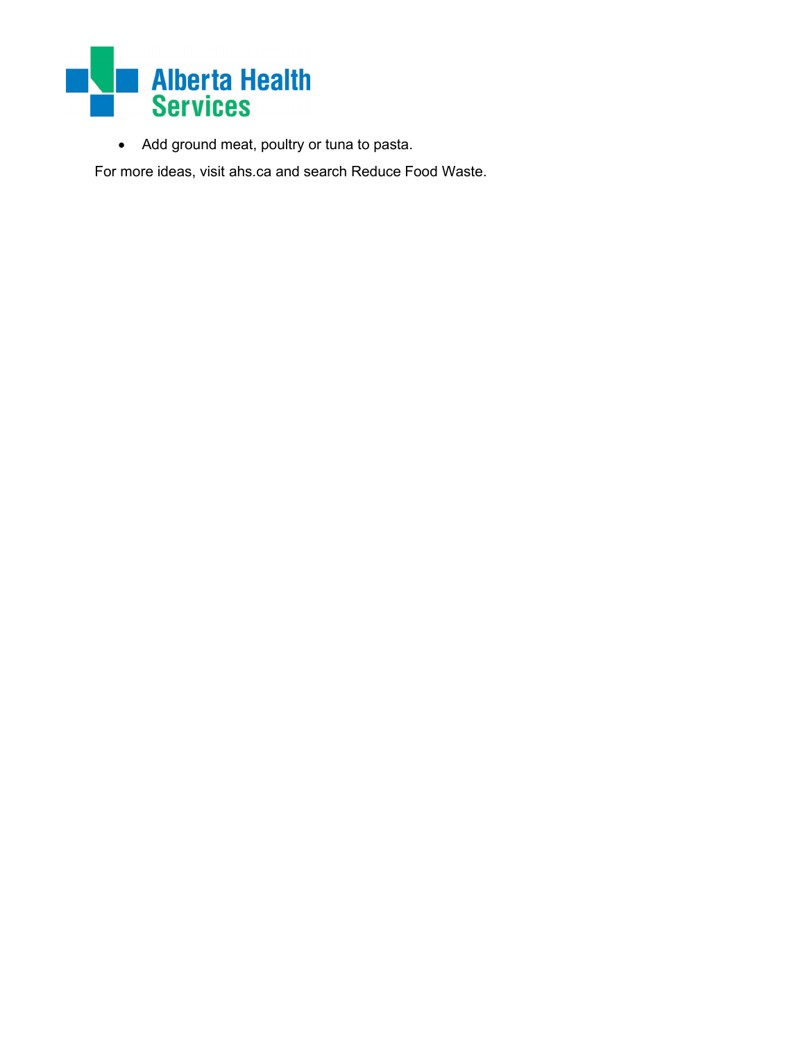- Add ground meat, poultry or tuna to pasta.

For more ideas, visit ahs.ca and search Reduce Food Waste.